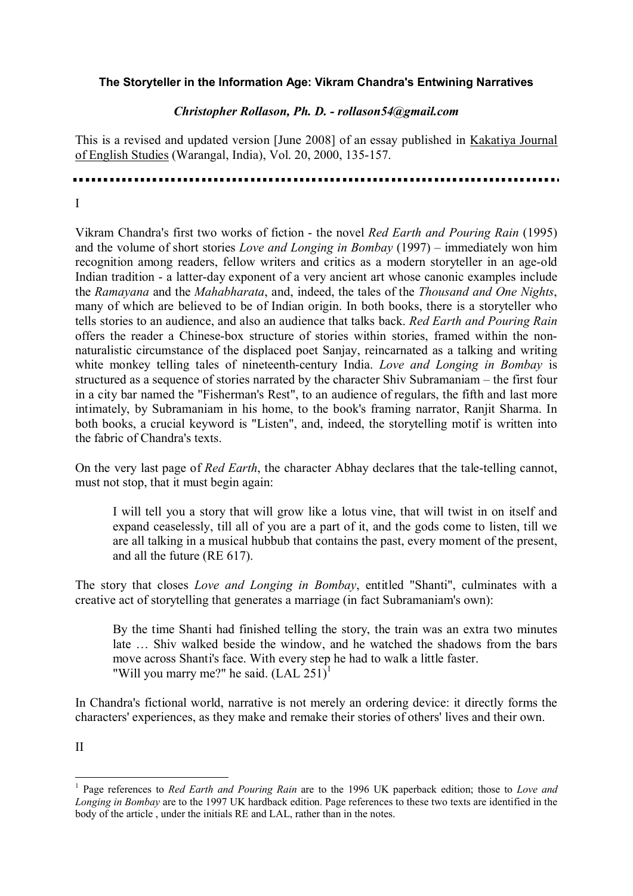# The Storyteller in the Information Age: Vikram Chandra's Entwining Narratives

***Christopher Rollason, Ph. D. - rollason54@gmail.com***

This is a revised and updated version [June 2008] of an essay published in Kakatiya Journal of English Studies (Warangal, India), Vol. 20, 2000, 135-157.

---

## I

Vikram Chandra's first two works of fiction - the novel *Red Earth and Pouring Rain* (1995) and the volume of short stories *Love and Longing in Bombay* (1997) – immediately won him recognition among readers, fellow writers and critics as a modern storyteller in an age-old Indian tradition - a latter-day exponent of a very ancient art whose canonic examples include the *Ramayana* and the *Mahabharata*, and, indeed, the tales of the *Thousand and One Nights*, many of which are believed to be of Indian origin. In both books, there is a storyteller who tells stories to an audience, and also an audience that talks back. *Red Earth and Pouring Rain* offers the reader a Chinese-box structure of stories within stories, framed within the non-naturalistic circumstance of the displaced poet Sanjay, reincarnated as a talking and writing white monkey telling tales of nineteenth-century India. *Love and Longing in Bombay* is structured as a sequence of stories narrated by the character Shiv Subramaniam – the first four in a city bar named the "Fisherman's Rest", to an audience of regulars, the fifth and last more intimately, by Subramaniam in his home, to the book's framing narrator, Ranjit Sharma. In both books, a crucial keyword is "Listen", and, indeed, the storytelling motif is written into the fabric of Chandra's texts.

On the very last page of *Red Earth*, the character Abhay declares that the tale-telling cannot, must not stop, that it must begin again:

> I will tell you a story that will grow like a lotus vine, that will twist in on itself and expand ceaselessly, till all of you are a part of it, and the gods come to listen, till we are all talking in a musical hubbub that contains the past, every moment of the present, and all the future (RE 617).

The story that closes *Love and Longing in Bombay*, entitled "Shanti", culminates with a creative act of storytelling that generates a marriage (in fact Subramaniam's own):

> By the time Shanti had finished telling the story, the train was an extra two minutes late … Shiv walked beside the window, and he watched the shadows from the bars move across Shanti's face. With every step he had to walk a little faster.
> "Will you marry me?" he said. (LAL 251)[1]

In Chandra's fictional world, narrative is not merely an ordering device: it directly forms the characters' experiences, as they make and remake their stories of others' lives and their own.

## II

---

[1] Page references to *Red Earth and Pouring Rain* are to the 1996 UK paperback edition; those to *Love and Longing in Bombay* are to the 1997 UK hardback edition. Page references to these two texts are identified in the body of the article , under the initials RE and LAL, rather than in the notes.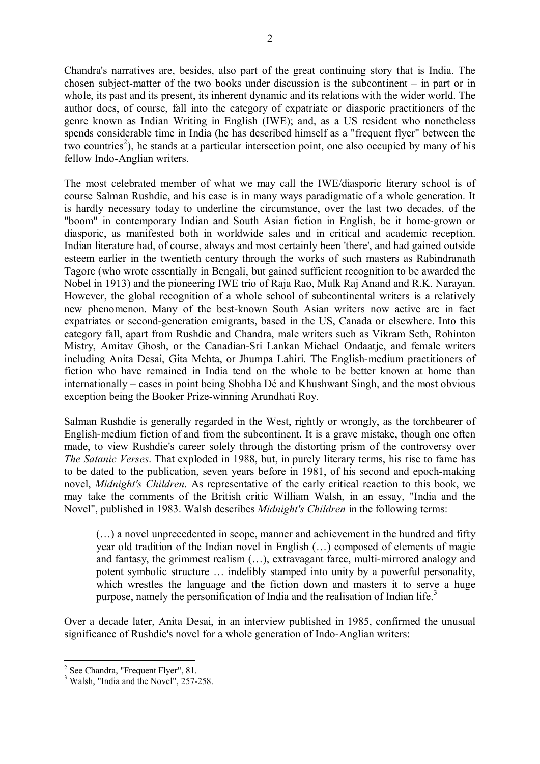Chandra's narratives are, besides, also part of the great continuing story that is India. The chosen subject-matter of the two books under discussion is the subcontinent – in part or in whole, its past and its present, its inherent dynamic and its relations with the wider world. The author does, of course, fall into the category of expatriate or diasporic practitioners of the genre known as Indian Writing in English (IWE); and, as a US resident who nonetheless spends considerable time in India (he has described himself as a "frequent flyer" between the two countries[2]), he stands at a particular intersection point, one also occupied by many of his fellow Indo-Anglian writers.

The most celebrated member of what we may call the IWE/diasporic literary school is of course Salman Rushdie, and his case is in many ways paradigmatic of a whole generation. It is hardly necessary today to underline the circumstance, over the last two decades, of the "boom" in contemporary Indian and South Asian fiction in English, be it home-grown or diasporic, as manifested both in worldwide sales and in critical and academic reception. Indian literature had, of course, always and most certainly been 'there', and had gained outside esteem earlier in the twentieth century through the works of such masters as Rabindranath Tagore (who wrote essentially in Bengali, but gained sufficient recognition to be awarded the Nobel in 1913) and the pioneering IWE trio of Raja Rao, Mulk Raj Anand and R.K. Narayan. However, the global recognition of a whole school of subcontinental writers is a relatively new phenomenon. Many of the best-known South Asian writers now active are in fact expatriates or second-generation emigrants, based in the US, Canada or elsewhere. Into this category fall, apart from Rushdie and Chandra, male writers such as Vikram Seth, Rohinton Mistry, Amitav Ghosh, or the Canadian-Sri Lankan Michael Ondaatje, and female writers including Anita Desai, Gita Mehta, or Jhumpa Lahiri. The English-medium practitioners of fiction who have remained in India tend on the whole to be better known at home than internationally – cases in point being Shobha Dé and Khushwant Singh, and the most obvious exception being the Booker Prize-winning Arundhati Roy.

Salman Rushdie is generally regarded in the West, rightly or wrongly, as the torchbearer of English-medium fiction of and from the subcontinent. It is a grave mistake, though one often made, to view Rushdie's career solely through the distorting prism of the controversy over *The Satanic Verses*. That exploded in 1988, but, in purely literary terms, his rise to fame has to be dated to the publication, seven years before in 1981, of his second and epoch-making novel, *Midnight's Children*. As representative of the early critical reaction to this book, we may take the comments of the British critic William Walsh, in an essay, "India and the Novel", published in 1983. Walsh describes *Midnight's Children* in the following terms:

> (…) a novel unprecedented in scope, manner and achievement in the hundred and fifty year old tradition of the Indian novel in English (…) composed of elements of magic and fantasy, the grimmest realism (…), extravagant farce, multi-mirrored analogy and potent symbolic structure … indelibly stamped into unity by a powerful personality, which wrestles the language and the fiction down and masters it to serve a huge purpose, namely the personification of India and the realisation of Indian life.[3]

Over a decade later, Anita Desai, in an interview published in 1985, confirmed the unusual significance of Rushdie's novel for a whole generation of Indo-Anglian writers:

---

[2] See Chandra, "Frequent Flyer", 81.

[3] Walsh, "India and the Novel", 257-258.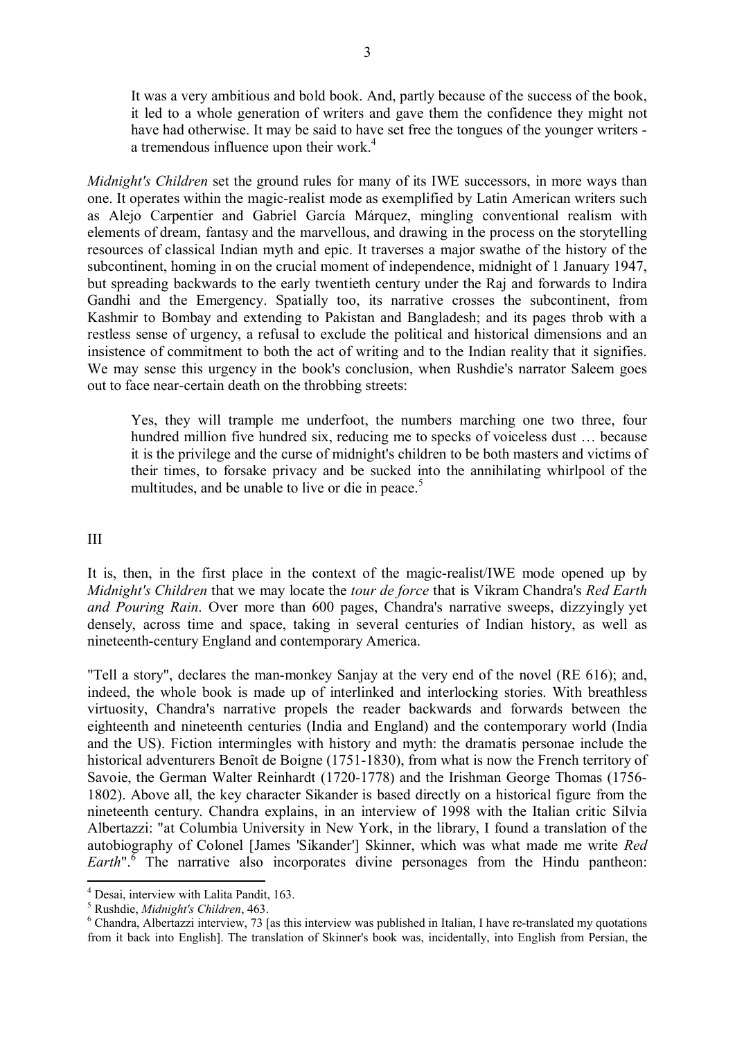> It was a very ambitious and bold book. And, partly because of the success of the book, it led to a whole generation of writers and gave them the confidence they might not have had otherwise. It may be said to have set free the tongues of the younger writers - a tremendous influence upon their work.[4]

*Midnight's Children* set the ground rules for many of its IWE successors, in more ways than one. It operates within the magic-realist mode as exemplified by Latin American writers such as Alejo Carpentier and Gabriel García Márquez, mingling conventional realism with elements of dream, fantasy and the marvellous, and drawing in the process on the storytelling resources of classical Indian myth and epic. It traverses a major swathe of the history of the subcontinent, homing in on the crucial moment of independence, midnight of 1 January 1947, but spreading backwards to the early twentieth century under the Raj and forwards to Indira Gandhi and the Emergency. Spatially too, its narrative crosses the subcontinent, from Kashmir to Bombay and extending to Pakistan and Bangladesh; and its pages throb with a restless sense of urgency, a refusal to exclude the political and historical dimensions and an insistence of commitment to both the act of writing and to the Indian reality that it signifies. We may sense this urgency in the book's conclusion, when Rushdie's narrator Saleem goes out to face near-certain death on the throbbing streets:

> Yes, they will trample me underfoot, the numbers marching one two three, four hundred million five hundred six, reducing me to specks of voiceless dust … because it is the privilege and the curse of midnight's children to be both masters and victims of their times, to forsake privacy and be sucked into the annihilating whirlpool of the multitudes, and be unable to live or die in peace.[5]

## III

It is, then, in the first place in the context of the magic-realist/IWE mode opened up by *Midnight's Children* that we may locate the *tour de force* that is Vikram Chandra's *Red Earth and Pouring Rain*. Over more than 600 pages, Chandra's narrative sweeps, dizzyingly yet densely, across time and space, taking in several centuries of Indian history, as well as nineteenth-century England and contemporary America.

"Tell a story", declares the man-monkey Sanjay at the very end of the novel (RE 616); and, indeed, the whole book is made up of interlinked and interlocking stories. With breathless virtuosity, Chandra's narrative propels the reader backwards and forwards between the eighteenth and nineteenth centuries (India and England) and the contemporary world (India and the US). Fiction intermingles with history and myth: the dramatis personae include the historical adventurers Benoît de Boigne (1751-1830), from what is now the French territory of Savoie, the German Walter Reinhardt (1720-1778) and the Irishman George Thomas (1756-1802). Above all, the key character Sikander is based directly on a historical figure from the nineteenth century. Chandra explains, in an interview of 1998 with the Italian critic Silvia Albertazzi: "at Columbia University in New York, in the library, I found a translation of the autobiography of Colonel [James 'Sikander'] Skinner, which was what made me write *Red Earth*".[6] The narrative also incorporates divine personages from the Hindu pantheon:

---

[4] Desai, interview with Lalita Pandit, 163.

[5] Rushdie, *Midnight's Children*, 463.

[6] Chandra, Albertazzi interview, 73 [as this interview was published in Italian, I have re-translated my quotations from it back into English]. The translation of Skinner's book was, incidentally, into English from Persian, the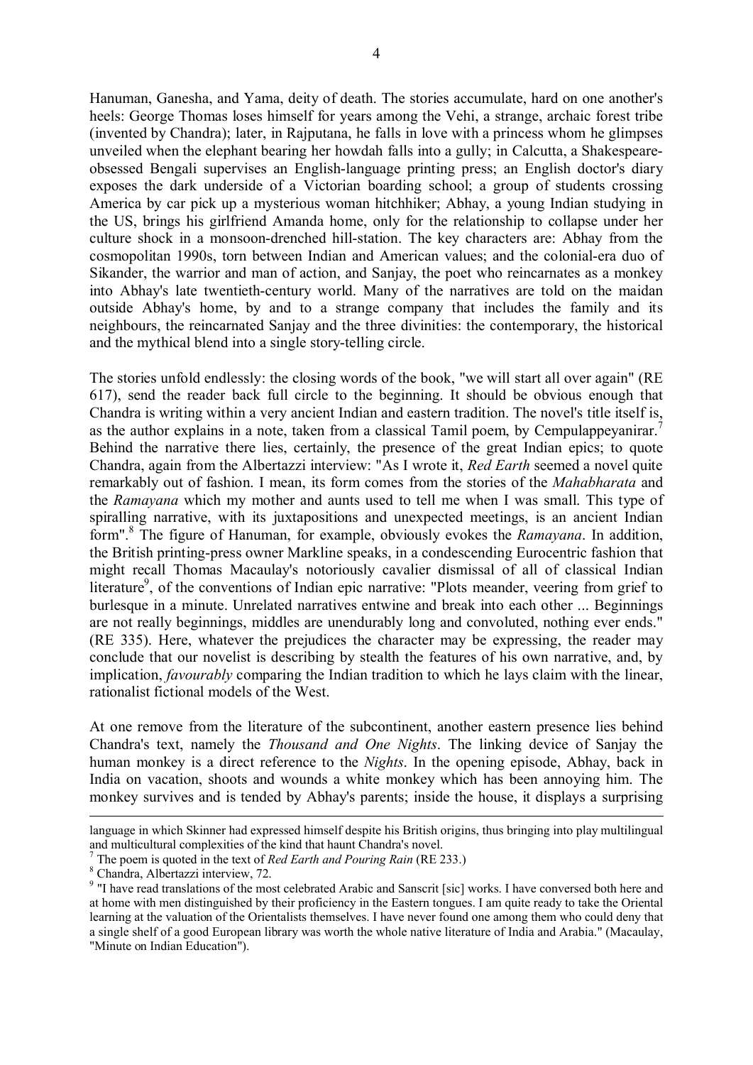Hanuman, Ganesha, and Yama, deity of death. The stories accumulate, hard on one another's heels: George Thomas loses himself for years among the Vehi, a strange, archaic forest tribe (invented by Chandra); later, in Rajputana, he falls in love with a princess whom he glimpses unveiled when the elephant bearing her howdah falls into a gully; in Calcutta, a Shakespeare-obsessed Bengali supervises an English-language printing press; an English doctor's diary exposes the dark underside of a Victorian boarding school; a group of students crossing America by car pick up a mysterious woman hitchhiker; Abhay, a young Indian studying in the US, brings his girlfriend Amanda home, only for the relationship to collapse under her culture shock in a monsoon-drenched hill-station. The key characters are: Abhay from the cosmopolitan 1990s, torn between Indian and American values; and the colonial-era duo of Sikander, the warrior and man of action, and Sanjay, the poet who reincarnates as a monkey into Abhay's late twentieth-century world. Many of the narratives are told on the maidan outside Abhay's home, by and to a strange company that includes the family and its neighbours, the reincarnated Sanjay and the three divinities: the contemporary, the historical and the mythical blend into a single story-telling circle.

The stories unfold endlessly: the closing words of the book, "we will start all over again" (RE 617), send the reader back full circle to the beginning. It should be obvious enough that Chandra is writing within a very ancient Indian and eastern tradition. The novel's title itself is, as the author explains in a note, taken from a classical Tamil poem, by Cempulappeyanirar.[7] Behind the narrative there lies, certainly, the presence of the great Indian epics; to quote Chandra, again from the Albertazzi interview: "As I wrote it, *Red Earth* seemed a novel quite remarkably out of fashion. I mean, its form comes from the stories of the *Mahabharata* and the *Ramayana* which my mother and aunts used to tell me when I was small. This type of spiralling narrative, with its juxtapositions and unexpected meetings, is an ancient Indian form".[8] The figure of Hanuman, for example, obviously evokes the *Ramayana*. In addition, the British printing-press owner Markline speaks, in a condescending Eurocentric fashion that might recall Thomas Macaulay's notoriously cavalier dismissal of all of classical Indian literature[9], of the conventions of Indian epic narrative: "Plots meander, veering from grief to burlesque in a minute. Unrelated narratives entwine and break into each other ... Beginnings are not really beginnings, middles are unendurably long and convoluted, nothing ever ends." (RE 335). Here, whatever the prejudices the character may be expressing, the reader may conclude that our novelist is describing by stealth the features of his own narrative, and, by implication, *favourably* comparing the Indian tradition to which he lays claim with the linear, rationalist fictional models of the West.

At one remove from the literature of the subcontinent, another eastern presence lies behind Chandra's text, namely the *Thousand and One Nights*. The linking device of Sanjay the human monkey is a direct reference to the *Nights*. In the opening episode, Abhay, back in India on vacation, shoots and wounds a white monkey which has been annoying him. The monkey survives and is tended by Abhay's parents; inside the house, it displays a surprising

---

language in which Skinner had expressed himself despite his British origins, thus bringing into play multilingual and multicultural complexities of the kind that haunt Chandra's novel.

[7] The poem is quoted in the text of *Red Earth and Pouring Rain* (RE 233.)

[8] Chandra, Albertazzi interview, 72.

[9] "I have read translations of the most celebrated Arabic and Sanscrit [sic] works. I have conversed both here and at home with men distinguished by their proficiency in the Eastern tongues. I am quite ready to take the Oriental learning at the valuation of the Orientalists themselves. I have never found one among them who could deny that a single shelf of a good European library was worth the whole native literature of India and Arabia." (Macaulay, "Minute on Indian Education").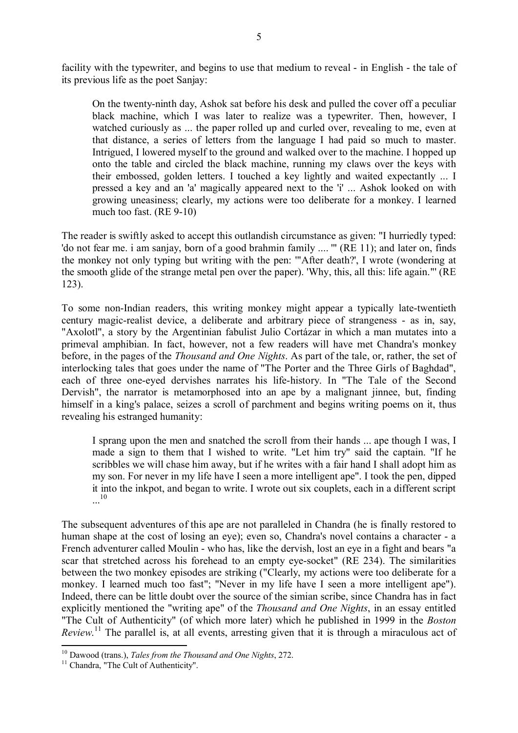facility with the typewriter, and begins to use that medium to reveal - in English - the tale of its previous life as the poet Sanjay:

> On the twenty-ninth day, Ashok sat before his desk and pulled the cover off a peculiar black machine, which I was later to realize was a typewriter. Then, however, I watched curiously as ... the paper rolled up and curled over, revealing to me, even at that distance, a series of letters from the language I had paid so much to master. Intrigued, I lowered myself to the ground and walked over to the machine. I hopped up onto the table and circled the black machine, running my claws over the keys with their embossed, golden letters. I touched a key lightly and waited expectantly ... I pressed a key and an 'a' magically appeared next to the 'i' ... Ashok looked on with growing uneasiness; clearly, my actions were too deliberate for a monkey. I learned much too fast. (RE 9-10)

The reader is swiftly asked to accept this outlandish circumstance as given: "I hurriedly typed: 'do not fear me. i am sanjay, born of a good brahmin family .... '" (RE 11); and later on, finds the monkey not only typing but writing with the pen: "'After death?', I wrote (wondering at the smooth glide of the strange metal pen over the paper). 'Why, this, all this: life again.'" (RE 123).

To some non-Indian readers, this writing monkey might appear a typically late-twentieth century magic-realist device, a deliberate and arbitrary piece of strangeness - as in, say, "Axolotl", a story by the Argentinian fabulist Julio Cortázar in which a man mutates into a primeval amphibian. In fact, however, not a few readers will have met Chandra's monkey before, in the pages of the *Thousand and One Nights*. As part of the tale, or, rather, the set of interlocking tales that goes under the name of "The Porter and the Three Girls of Baghdad", each of three one-eyed dervishes narrates his life-history. In "The Tale of the Second Dervish", the narrator is metamorphosed into an ape by a malignant jinnee, but, finding himself in a king's palace, seizes a scroll of parchment and begins writing poems on it, thus revealing his estranged humanity:

> I sprang upon the men and snatched the scroll from their hands ... ape though I was, I made a sign to them that I wished to write. "Let him try" said the captain. "If he scribbles we will chase him away, but if he writes with a fair hand I shall adopt him as my son. For never in my life have I seen a more intelligent ape". I took the pen, dipped it into the inkpot, and began to write. I wrote out six couplets, each in a different script ...[10]

The subsequent adventures of this ape are not paralleled in Chandra (he is finally restored to human shape at the cost of losing an eye); even so, Chandra's novel contains a character - a French adventurer called Moulin - who has, like the dervish, lost an eye in a fight and bears "a scar that stretched across his forehead to an empty eye-socket" (RE 234). The similarities between the two monkey episodes are striking ("Clearly, my actions were too deliberate for a monkey. I learned much too fast"; "Never in my life have I seen a more intelligent ape"). Indeed, there can be little doubt over the source of the simian scribe, since Chandra has in fact explicitly mentioned the "writing ape" of the *Thousand and One Nights*, in an essay entitled "The Cult of Authenticity" (of which more later) which he published in 1999 in the *Boston Review*.[11] The parallel is, at all events, arresting given that it is through a miraculous act of

---

[10] Dawood (trans.), *Tales from the Thousand and One Nights*, 272.

[11] Chandra, "The Cult of Authenticity".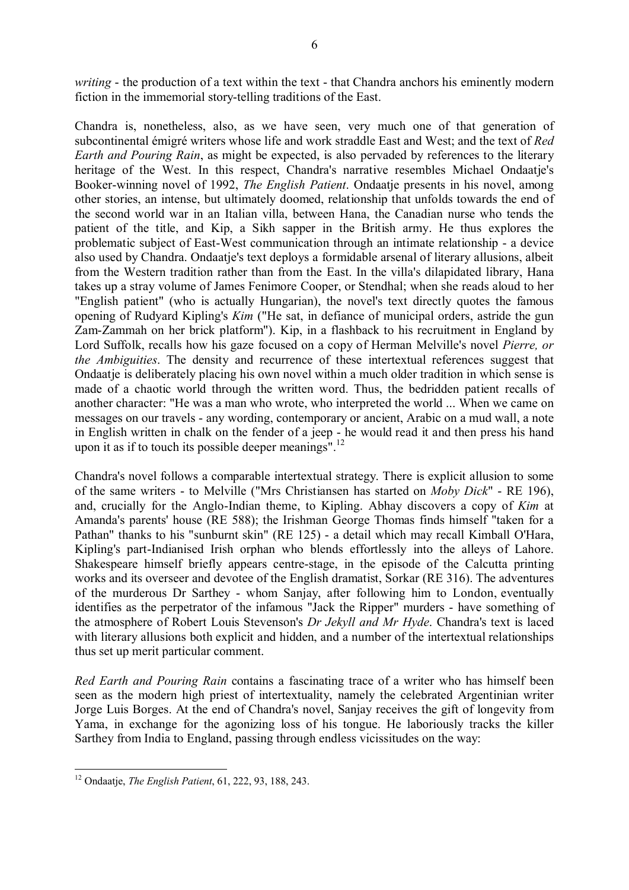*writing* - the production of a text within the text - that Chandra anchors his eminently modern fiction in the immemorial story-telling traditions of the East.

Chandra is, nonetheless, also, as we have seen, very much one of that generation of subcontinental émigré writers whose life and work straddle East and West; and the text of *Red Earth and Pouring Rain*, as might be expected, is also pervaded by references to the literary heritage of the West. In this respect, Chandra's narrative resembles Michael Ondaatje's Booker-winning novel of 1992, *The English Patient*. Ondaatje presents in his novel, among other stories, an intense, but ultimately doomed, relationship that unfolds towards the end of the second world war in an Italian villa, between Hana, the Canadian nurse who tends the patient of the title, and Kip, a Sikh sapper in the British army. He thus explores the problematic subject of East-West communication through an intimate relationship - a device also used by Chandra. Ondaatje's text deploys a formidable arsenal of literary allusions, albeit from the Western tradition rather than from the East. In the villa's dilapidated library, Hana takes up a stray volume of James Fenimore Cooper, or Stendhal; when she reads aloud to her "English patient" (who is actually Hungarian), the novel's text directly quotes the famous opening of Rudyard Kipling's *Kim* ("He sat, in defiance of municipal orders, astride the gun Zam-Zammah on her brick platform"). Kip, in a flashback to his recruitment in England by Lord Suffolk, recalls how his gaze focused on a copy of Herman Melville's novel *Pierre, or the Ambiguities*. The density and recurrence of these intertextual references suggest that Ondaatje is deliberately placing his own novel within a much older tradition in which sense is made of a chaotic world through the written word. Thus, the bedridden patient recalls of another character: "He was a man who wrote, who interpreted the world ... When we came on messages on our travels - any wording, contemporary or ancient, Arabic on a mud wall, a note in English written in chalk on the fender of a jeep - he would read it and then press his hand upon it as if to touch its possible deeper meanings".[12]

Chandra's novel follows a comparable intertextual strategy. There is explicit allusion to some of the same writers - to Melville ("Mrs Christiansen has started on *Moby Dick*" - RE 196), and, crucially for the Anglo-Indian theme, to Kipling. Abhay discovers a copy of *Kim* at Amanda's parents' house (RE 588); the Irishman George Thomas finds himself "taken for a Pathan" thanks to his "sunburnt skin" (RE 125) - a detail which may recall Kimball O'Hara, Kipling's part-Indianised Irish orphan who blends effortlessly into the alleys of Lahore. Shakespeare himself briefly appears centre-stage, in the episode of the Calcutta printing works and its overseer and devotee of the English dramatist, Sorkar (RE 316). The adventures of the murderous Dr Sarthey - whom Sanjay, after following him to London, eventually identifies as the perpetrator of the infamous "Jack the Ripper" murders - have something of the atmosphere of Robert Louis Stevenson's *Dr Jekyll and Mr Hyde*. Chandra's text is laced with literary allusions both explicit and hidden, and a number of the intertextual relationships thus set up merit particular comment.

*Red Earth and Pouring Rain* contains a fascinating trace of a writer who has himself been seen as the modern high priest of intertextuality, namely the celebrated Argentinian writer Jorge Luis Borges. At the end of Chandra's novel, Sanjay receives the gift of longevity from Yama, in exchange for the agonizing loss of his tongue. He laboriously tracks the killer Sarthey from India to England, passing through endless vicissitudes on the way:

---

[12] Ondaatje, *The English Patient*, 61, 222, 93, 188, 243.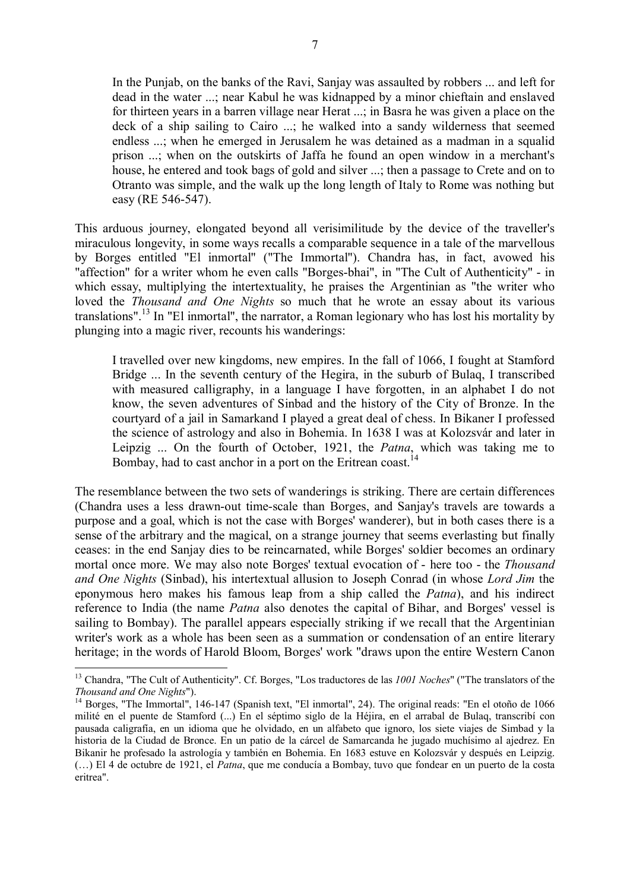> In the Punjab, on the banks of the Ravi, Sanjay was assaulted by robbers ... and left for dead in the water ...; near Kabul he was kidnapped by a minor chieftain and enslaved for thirteen years in a barren village near Herat ...; in Basra he was given a place on the deck of a ship sailing to Cairo ...; he walked into a sandy wilderness that seemed endless ...; when he emerged in Jerusalem he was detained as a madman in a squalid prison ...; when on the outskirts of Jaffa he found an open window in a merchant's house, he entered and took bags of gold and silver ...; then a passage to Crete and on to Otranto was simple, and the walk up the long length of Italy to Rome was nothing but easy (RE 546-547).

This arduous journey, elongated beyond all verisimilitude by the device of the traveller's miraculous longevity, in some ways recalls a comparable sequence in a tale of the marvellous by Borges entitled "El inmortal" ("The Immortal"). Chandra has, in fact, avowed his "affection" for a writer whom he even calls "Borges-bhai", in "The Cult of Authenticity" - in which essay, multiplying the intertextuality, he praises the Argentinian as "the writer who loved the *Thousand and One Nights* so much that he wrote an essay about its various translations".[13] In "El inmortal", the narrator, a Roman legionary who has lost his mortality by plunging into a magic river, recounts his wanderings:

> I travelled over new kingdoms, new empires. In the fall of 1066, I fought at Stamford Bridge ... In the seventh century of the Hegira, in the suburb of Bulaq, I transcribed with measured calligraphy, in a language I have forgotten, in an alphabet I do not know, the seven adventures of Sinbad and the history of the City of Bronze. In the courtyard of a jail in Samarkand I played a great deal of chess. In Bikaner I professed the science of astrology and also in Bohemia. In 1638 I was at Kolozsvár and later in Leipzig ... On the fourth of October, 1921, the *Patna*, which was taking me to Bombay, had to cast anchor in a port on the Eritrean coast.[14]

The resemblance between the two sets of wanderings is striking. There are certain differences (Chandra uses a less drawn-out time-scale than Borges, and Sanjay's travels are towards a purpose and a goal, which is not the case with Borges' wanderer), but in both cases there is a sense of the arbitrary and the magical, on a strange journey that seems everlasting but finally ceases: in the end Sanjay dies to be reincarnated, while Borges' soldier becomes an ordinary mortal once more. We may also note Borges' textual evocation of - here too - the *Thousand and One Nights* (Sinbad), his intertextual allusion to Joseph Conrad (in whose *Lord Jim* the eponymous hero makes his famous leap from a ship called the *Patna*), and his indirect reference to India (the name *Patna* also denotes the capital of Bihar, and Borges' vessel is sailing to Bombay). The parallel appears especially striking if we recall that the Argentinian writer's work as a whole has been seen as a summation or condensation of an entire literary heritage; in the words of Harold Bloom, Borges' work "draws upon the entire Western Canon

---

[13] Chandra, "The Cult of Authenticity". Cf. Borges, "Los traductores de las *1001 Noches*" ("The translators of the *Thousand and One Nights*").

[14] Borges, "The Immortal", 146-147 (Spanish text, "El inmortal", 24). The original reads: "En el otoño de 1066 milité en el puente de Stamford (...) En el séptimo siglo de la Héjira, en el arrabal de Bulaq, transcribí con pausada caligrafía, en un idioma que he olvidado, en un alfabeto que ignoro, los siete viajes de Simbad y la historia de la Ciudad de Bronce. En un patio de la cárcel de Samarcanda he jugado muchísimo al ajedrez. En Bikanir he profesado la astrología y también en Bohemia. En 1683 estuve en Kolozsvár y después en Leipzig. (…) El 4 de octubre de 1921, el *Patna*, que me conducía a Bombay, tuvo que fondear en un puerto de la costa eritrea".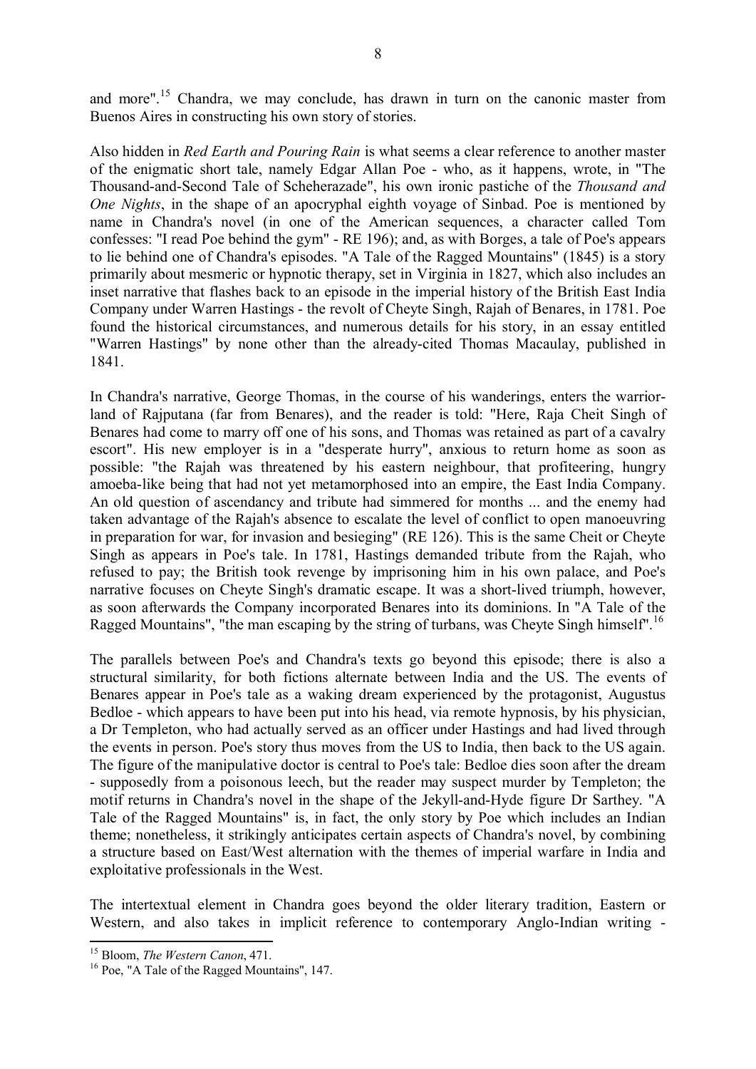and more".[15] Chandra, we may conclude, has drawn in turn on the canonic master from Buenos Aires in constructing his own story of stories.

Also hidden in *Red Earth and Pouring Rain* is what seems a clear reference to another master of the enigmatic short tale, namely Edgar Allan Poe - who, as it happens, wrote, in "The Thousand-and-Second Tale of Scheherazade", his own ironic pastiche of the *Thousand and One Nights*, in the shape of an apocryphal eighth voyage of Sinbad. Poe is mentioned by name in Chandra's novel (in one of the American sequences, a character called Tom confesses: "I read Poe behind the gym" - RE 196); and, as with Borges, a tale of Poe's appears to lie behind one of Chandra's episodes. "A Tale of the Ragged Mountains" (1845) is a story primarily about mesmeric or hypnotic therapy, set in Virginia in 1827, which also includes an inset narrative that flashes back to an episode in the imperial history of the British East India Company under Warren Hastings - the revolt of Cheyte Singh, Rajah of Benares, in 1781. Poe found the historical circumstances, and numerous details for his story, in an essay entitled "Warren Hastings" by none other than the already-cited Thomas Macaulay, published in 1841.

In Chandra's narrative, George Thomas, in the course of his wanderings, enters the warrior-land of Rajputana (far from Benares), and the reader is told: "Here, Raja Cheit Singh of Benares had come to marry off one of his sons, and Thomas was retained as part of a cavalry escort". His new employer is in a "desperate hurry", anxious to return home as soon as possible: "the Rajah was threatened by his eastern neighbour, that profiteering, hungry amoeba-like being that had not yet metamorphosed into an empire, the East India Company. An old question of ascendancy and tribute had simmered for months ... and the enemy had taken advantage of the Rajah's absence to escalate the level of conflict to open manoeuvring in preparation for war, for invasion and besieging" (RE 126). This is the same Cheit or Cheyte Singh as appears in Poe's tale. In 1781, Hastings demanded tribute from the Rajah, who refused to pay; the British took revenge by imprisoning him in his own palace, and Poe's narrative focuses on Cheyte Singh's dramatic escape. It was a short-lived triumph, however, as soon afterwards the Company incorporated Benares into its dominions. In "A Tale of the Ragged Mountains", "the man escaping by the string of turbans, was Cheyte Singh himself".[16]

The parallels between Poe's and Chandra's texts go beyond this episode; there is also a structural similarity, for both fictions alternate between India and the US. The events of Benares appear in Poe's tale as a waking dream experienced by the protagonist, Augustus Bedloe - which appears to have been put into his head, via remote hypnosis, by his physician, a Dr Templeton, who had actually served as an officer under Hastings and had lived through the events in person. Poe's story thus moves from the US to India, then back to the US again. The figure of the manipulative doctor is central to Poe's tale: Bedloe dies soon after the dream - supposedly from a poisonous leech, but the reader may suspect murder by Templeton; the motif returns in Chandra's novel in the shape of the Jekyll-and-Hyde figure Dr Sarthey. "A Tale of the Ragged Mountains" is, in fact, the only story by Poe which includes an Indian theme; nonetheless, it strikingly anticipates certain aspects of Chandra's novel, by combining a structure based on East/West alternation with the themes of imperial warfare in India and exploitative professionals in the West.

The intertextual element in Chandra goes beyond the older literary tradition, Eastern or Western, and also takes in implicit reference to contemporary Anglo-Indian writing -

---

[15] Bloom, *The Western Canon*, 471.

[16] Poe, "A Tale of the Ragged Mountains", 147.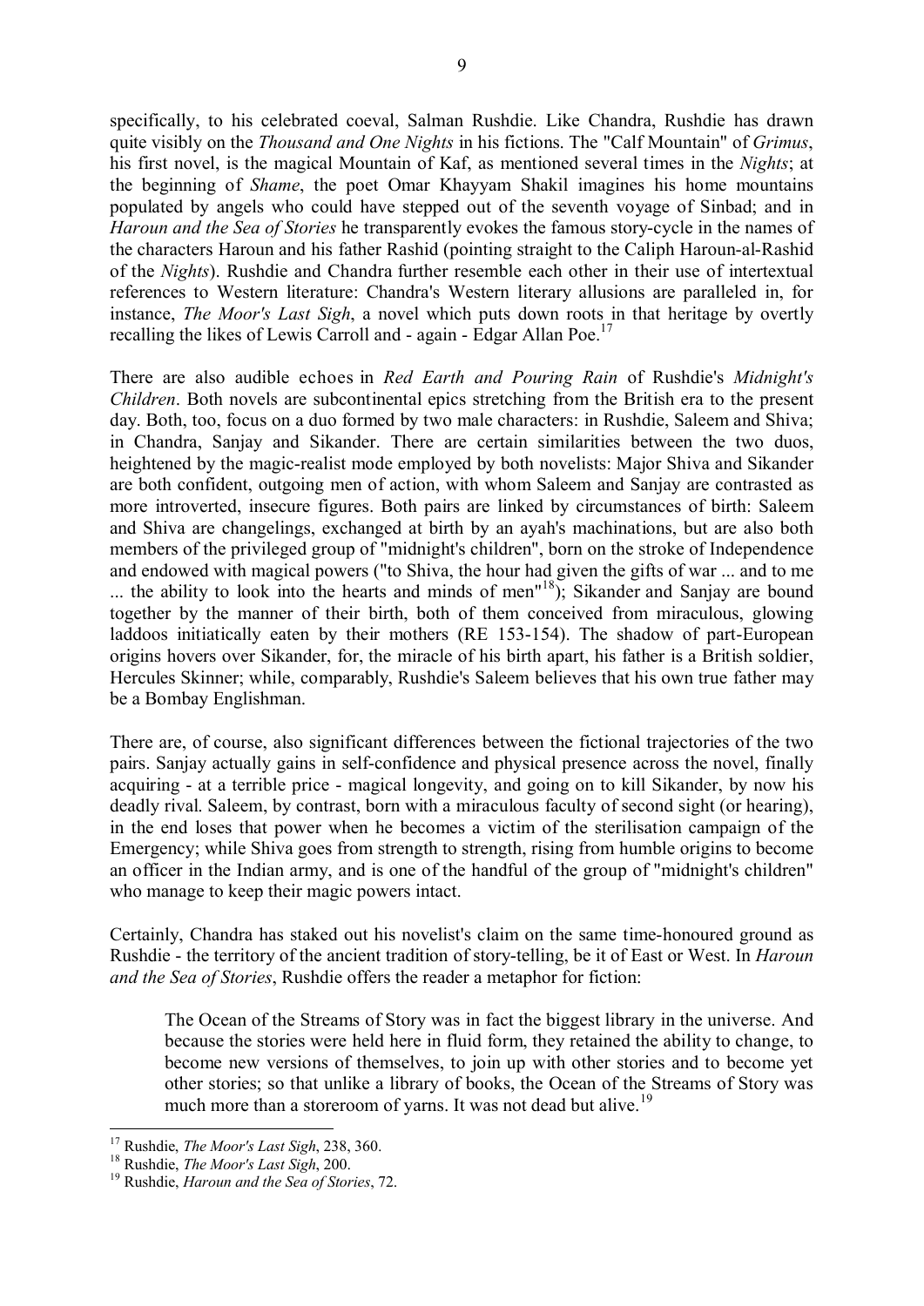specifically, to his celebrated coeval, Salman Rushdie. Like Chandra, Rushdie has drawn quite visibly on the *Thousand and One Nights* in his fictions. The "Calf Mountain" of *Grimus*, his first novel, is the magical Mountain of Kaf, as mentioned several times in the *Nights*; at the beginning of *Shame*, the poet Omar Khayyam Shakil imagines his home mountains populated by angels who could have stepped out of the seventh voyage of Sinbad; and in *Haroun and the Sea of Stories* he transparently evokes the famous story-cycle in the names of the characters Haroun and his father Rashid (pointing straight to the Caliph Haroun-al-Rashid of the *Nights*). Rushdie and Chandra further resemble each other in their use of intertextual references to Western literature: Chandra's Western literary allusions are paralleled in, for instance, *The Moor's Last Sigh*, a novel which puts down roots in that heritage by overtly recalling the likes of Lewis Carroll and - again - Edgar Allan Poe.[17]

There are also audible echoes in *Red Earth and Pouring Rain* of Rushdie's *Midnight's Children*. Both novels are subcontinental epics stretching from the British era to the present day. Both, too, focus on a duo formed by two male characters: in Rushdie, Saleem and Shiva; in Chandra, Sanjay and Sikander. There are certain similarities between the two duos, heightened by the magic-realist mode employed by both novelists: Major Shiva and Sikander are both confident, outgoing men of action, with whom Saleem and Sanjay are contrasted as more introverted, insecure figures. Both pairs are linked by circumstances of birth: Saleem and Shiva are changelings, exchanged at birth by an ayah's machinations, but are also both members of the privileged group of "midnight's children", born on the stroke of Independence and endowed with magical powers ("to Shiva, the hour had given the gifts of war ... and to me ... the ability to look into the hearts and minds of men"[18]); Sikander and Sanjay are bound together by the manner of their birth, both of them conceived from miraculous, glowing laddoos initiatically eaten by their mothers (RE 153-154). The shadow of part-European origins hovers over Sikander, for, the miracle of his birth apart, his father is a British soldier, Hercules Skinner; while, comparably, Rushdie's Saleem believes that his own true father may be a Bombay Englishman.

There are, of course, also significant differences between the fictional trajectories of the two pairs. Sanjay actually gains in self-confidence and physical presence across the novel, finally acquiring - at a terrible price - magical longevity, and going on to kill Sikander, by now his deadly rival. Saleem, by contrast, born with a miraculous faculty of second sight (or hearing), in the end loses that power when he becomes a victim of the sterilisation campaign of the Emergency; while Shiva goes from strength to strength, rising from humble origins to become an officer in the Indian army, and is one of the handful of the group of "midnight's children" who manage to keep their magic powers intact.

Certainly, Chandra has staked out his novelist's claim on the same time-honoured ground as Rushdie - the territory of the ancient tradition of story-telling, be it of East or West. In *Haroun and the Sea of Stories*, Rushdie offers the reader a metaphor for fiction:

> The Ocean of the Streams of Story was in fact the biggest library in the universe. And because the stories were held here in fluid form, they retained the ability to change, to become new versions of themselves, to join up with other stories and to become yet other stories; so that unlike a library of books, the Ocean of the Streams of Story was much more than a storeroom of yarns. It was not dead but alive.[19]

---

[17] Rushdie, *The Moor's Last Sigh*, 238, 360.

[18] Rushdie, *The Moor's Last Sigh*, 200.

[19] Rushdie, *Haroun and the Sea of Stories*, 72.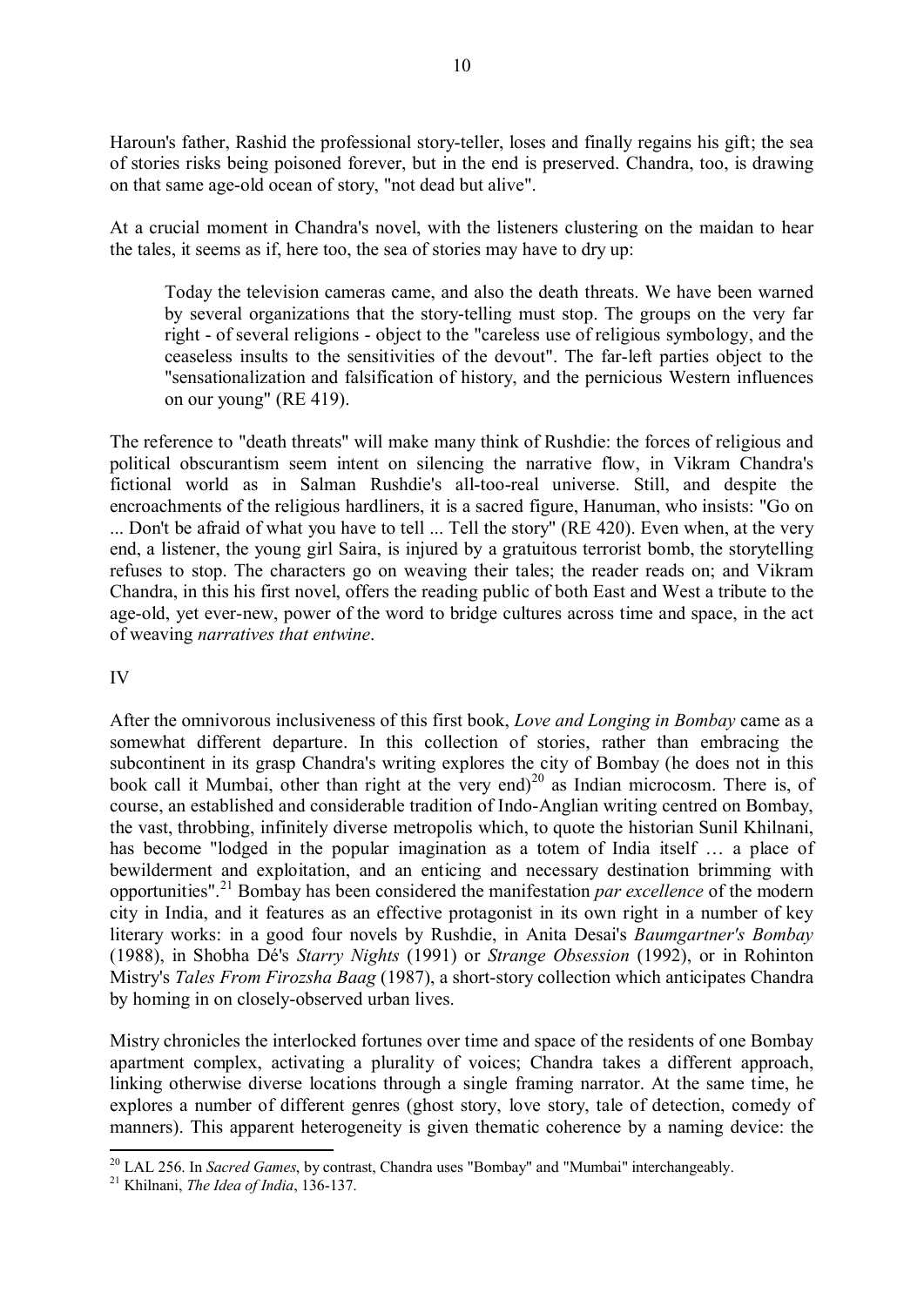Haroun's father, Rashid the professional story-teller, loses and finally regains his gift; the sea of stories risks being poisoned forever, but in the end is preserved. Chandra, too, is drawing on that same age-old ocean of story, "not dead but alive".

At a crucial moment in Chandra's novel, with the listeners clustering on the maidan to hear the tales, it seems as if, here too, the sea of stories may have to dry up:

> Today the television cameras came, and also the death threats. We have been warned by several organizations that the story-telling must stop. The groups on the very far right - of several religions - object to the "careless use of religious symbology, and the ceaseless insults to the sensitivities of the devout". The far-left parties object to the "sensationalization and falsification of history, and the pernicious Western influences on our young" (RE 419).

The reference to "death threats" will make many think of Rushdie: the forces of religious and political obscurantism seem intent on silencing the narrative flow, in Vikram Chandra's fictional world as in Salman Rushdie's all-too-real universe. Still, and despite the encroachments of the religious hardliners, it is a sacred figure, Hanuman, who insists: "Go on ... Don't be afraid of what you have to tell ... Tell the story" (RE 420). Even when, at the very end, a listener, the young girl Saira, is injured by a gratuitous terrorist bomb, the storytelling refuses to stop. The characters go on weaving their tales; the reader reads on; and Vikram Chandra, in this his first novel, offers the reading public of both East and West a tribute to the age-old, yet ever-new, power of the word to bridge cultures across time and space, in the act of weaving *narratives that entwine*.

## IV

After the omnivorous inclusiveness of this first book, *Love and Longing in Bombay* came as a somewhat different departure. In this collection of stories, rather than embracing the subcontinent in its grasp Chandra's writing explores the city of Bombay (he does not in this book call it Mumbai, other than right at the very end)[20] as Indian microcosm. There is, of course, an established and considerable tradition of Indo-Anglian writing centred on Bombay, the vast, throbbing, infinitely diverse metropolis which, to quote the historian Sunil Khilnani, has become "lodged in the popular imagination as a totem of India itself … a place of bewilderment and exploitation, and an enticing and necessary destination brimming with opportunities".[21] Bombay has been considered the manifestation *par excellence* of the modern city in India, and it features as an effective protagonist in its own right in a number of key literary works: in a good four novels by Rushdie, in Anita Desai's *Baumgartner's Bombay* (1988), in Shobha Dé's *Starry Nights* (1991) or *Strange Obsession* (1992), or in Rohinton Mistry's *Tales From Firozsha Baag* (1987), a short-story collection which anticipates Chandra by homing in on closely-observed urban lives.

Mistry chronicles the interlocked fortunes over time and space of the residents of one Bombay apartment complex, activating a plurality of voices; Chandra takes a different approach, linking otherwise diverse locations through a single framing narrator. At the same time, he explores a number of different genres (ghost story, love story, tale of detection, comedy of manners). This apparent heterogeneity is given thematic coherence by a naming device: the

---

[20] LAL 256. In *Sacred Games*, by contrast, Chandra uses "Bombay" and "Mumbai" interchangeably.

[21] Khilnani, *The Idea of India*, 136-137.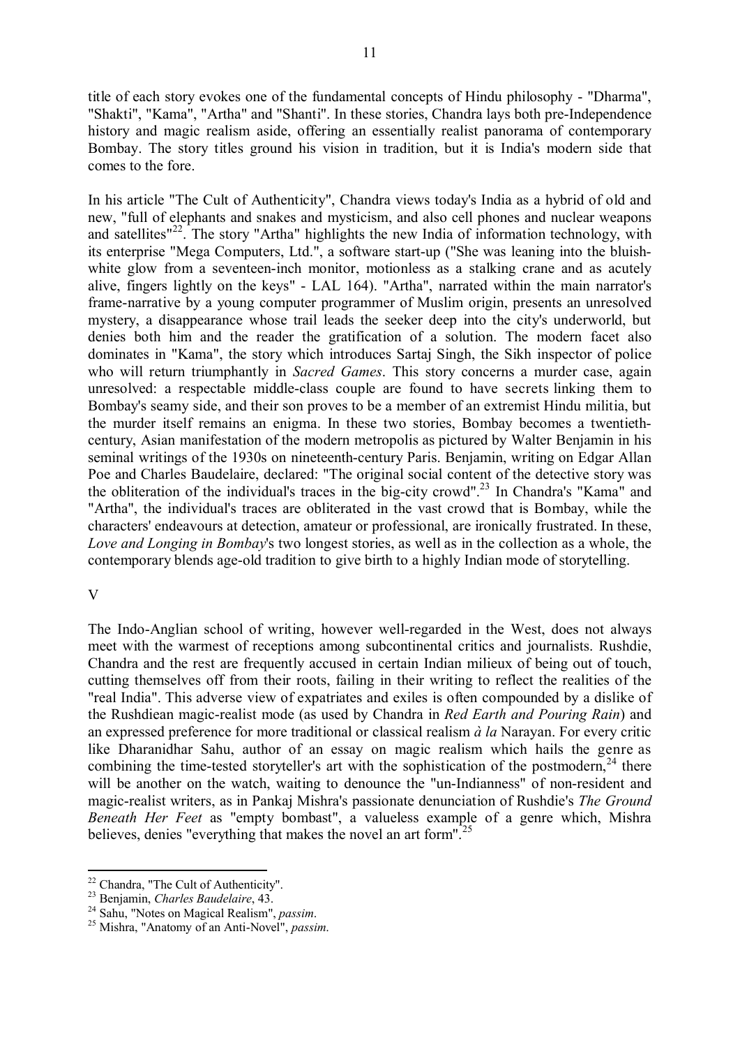title of each story evokes one of the fundamental concepts of Hindu philosophy - "Dharma", "Shakti", "Kama", "Artha" and "Shanti". In these stories, Chandra lays both pre-Independence history and magic realism aside, offering an essentially realist panorama of contemporary Bombay. The story titles ground his vision in tradition, but it is India's modern side that comes to the fore.

In his article "The Cult of Authenticity", Chandra views today's India as a hybrid of old and new, "full of elephants and snakes and mysticism, and also cell phones and nuclear weapons and satellites"[22]. The story "Artha" highlights the new India of information technology, with its enterprise "Mega Computers, Ltd.", a software start-up ("She was leaning into the bluish-white glow from a seventeen-inch monitor, motionless as a stalking crane and as acutely alive, fingers lightly on the keys" - LAL 164). "Artha", narrated within the main narrator's frame-narrative by a young computer programmer of Muslim origin, presents an unresolved mystery, a disappearance whose trail leads the seeker deep into the city's underworld, but denies both him and the reader the gratification of a solution. The modern facet also dominates in "Kama", the story which introduces Sartaj Singh, the Sikh inspector of police who will return triumphantly in *Sacred Games*. This story concerns a murder case, again unresolved: a respectable middle-class couple are found to have secrets linking them to Bombay's seamy side, and their son proves to be a member of an extremist Hindu militia, but the murder itself remains an enigma. In these two stories, Bombay becomes a twentieth-century, Asian manifestation of the modern metropolis as pictured by Walter Benjamin in his seminal writings of the 1930s on nineteenth-century Paris. Benjamin, writing on Edgar Allan Poe and Charles Baudelaire, declared: "The original social content of the detective story was the obliteration of the individual's traces in the big-city crowd".[23] In Chandra's "Kama" and "Artha", the individual's traces are obliterated in the vast crowd that is Bombay, while the characters' endeavours at detection, amateur or professional, are ironically frustrated. In these, *Love and Longing in Bombay*'s two longest stories, as well as in the collection as a whole, the contemporary blends age-old tradition to give birth to a highly Indian mode of storytelling.

## V

The Indo-Anglian school of writing, however well-regarded in the West, does not always meet with the warmest of receptions among subcontinental critics and journalists. Rushdie, Chandra and the rest are frequently accused in certain Indian milieux of being out of touch, cutting themselves off from their roots, failing in their writing to reflect the realities of the "real India". This adverse view of expatriates and exiles is often compounded by a dislike of the Rushdiean magic-realist mode (as used by Chandra in *Red Earth and Pouring Rain*) and an expressed preference for more traditional or classical realism *à la* Narayan. For every critic like Dharanidhar Sahu, author of an essay on magic realism which hails the genre as combining the time-tested storyteller's art with the sophistication of the postmodern,[24] there will be another on the watch, waiting to denounce the "un-Indianness" of non-resident and magic-realist writers, as in Pankaj Mishra's passionate denunciation of Rushdie's *The Ground Beneath Her Feet* as "empty bombast", a valueless example of a genre which, Mishra believes, denies "everything that makes the novel an art form".[25]

---

[22] Chandra, "The Cult of Authenticity".
[23] Benjamin, *Charles Baudelaire*, 43.
[24] Sahu, "Notes on Magical Realism", *passim*.
[25] Mishra, "Anatomy of an Anti-Novel", *passim*.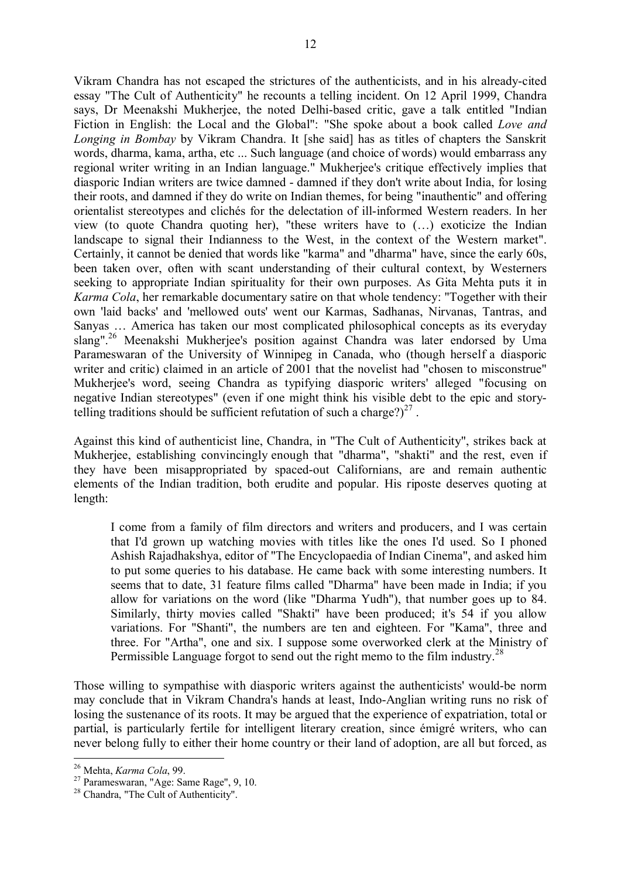Vikram Chandra has not escaped the strictures of the authenticists, and in his already-cited essay "The Cult of Authenticity" he recounts a telling incident. On 12 April 1999, Chandra says, Dr Meenakshi Mukherjee, the noted Delhi-based critic, gave a talk entitled "Indian Fiction in English: the Local and the Global": "She spoke about a book called *Love and Longing in Bombay* by Vikram Chandra. It [she said] has as titles of chapters the Sanskrit words, dharma, kama, artha, etc ... Such language (and choice of words) would embarrass any regional writer writing in an Indian language." Mukherjee's critique effectively implies that diasporic Indian writers are twice damned - damned if they don't write about India, for losing their roots, and damned if they do write on Indian themes, for being "inauthentic" and offering orientalist stereotypes and clichés for the delectation of ill-informed Western readers. In her view (to quote Chandra quoting her), "these writers have to (…) exoticize the Indian landscape to signal their Indianness to the West, in the context of the Western market". Certainly, it cannot be denied that words like "karma" and "dharma" have, since the early 60s, been taken over, often with scant understanding of their cultural context, by Westerners seeking to appropriate Indian spirituality for their own purposes. As Gita Mehta puts it in *Karma Cola*, her remarkable documentary satire on that whole tendency: "Together with their own 'laid backs' and 'mellowed outs' went our Karmas, Sadhanas, Nirvanas, Tantras, and Sanyas … America has taken our most complicated philosophical concepts as its everyday slang".[26] Meenakshi Mukherjee's position against Chandra was later endorsed by Uma Parameswaran of the University of Winnipeg in Canada, who (though herself a diasporic writer and critic) claimed in an article of 2001 that the novelist had "chosen to misconstrue" Mukherjee's word, seeing Chandra as typifying diasporic writers' alleged "focusing on negative Indian stereotypes" (even if one might think his visible debt to the epic and story-telling traditions should be sufficient refutation of such a charge?)[27] .

Against this kind of authenticist line, Chandra, in "The Cult of Authenticity", strikes back at Mukherjee, establishing convincingly enough that "dharma", "shakti" and the rest, even if they have been misappropriated by spaced-out Californians, are and remain authentic elements of the Indian tradition, both erudite and popular. His riposte deserves quoting at length:

> I come from a family of film directors and writers and producers, and I was certain that I'd grown up watching movies with titles like the ones I'd used. So I phoned Ashish Rajadhakshya, editor of "The Encyclopaedia of Indian Cinema", and asked him to put some queries to his database. He came back with some interesting numbers. It seems that to date, 31 feature films called "Dharma" have been made in India; if you allow for variations on the word (like "Dharma Yudh"), that number goes up to 84. Similarly, thirty movies called "Shakti" have been produced; it's 54 if you allow variations. For "Shanti", the numbers are ten and eighteen. For "Kama", three and three. For "Artha", one and six. I suppose some overworked clerk at the Ministry of Permissible Language forgot to send out the right memo to the film industry.[28]

Those willing to sympathise with diasporic writers against the authenticists' would-be norm may conclude that in Vikram Chandra's hands at least, Indo-Anglian writing runs no risk of losing the sustenance of its roots. It may be argued that the experience of expatriation, total or partial, is particularly fertile for intelligent literary creation, since émigré writers, who can never belong fully to either their home country or their land of adoption, are all but forced, as

---

[26] Mehta, *Karma Cola*, 99.

[27] Parameswaran, "Age: Same Rage", 9, 10.

[28] Chandra, "The Cult of Authenticity".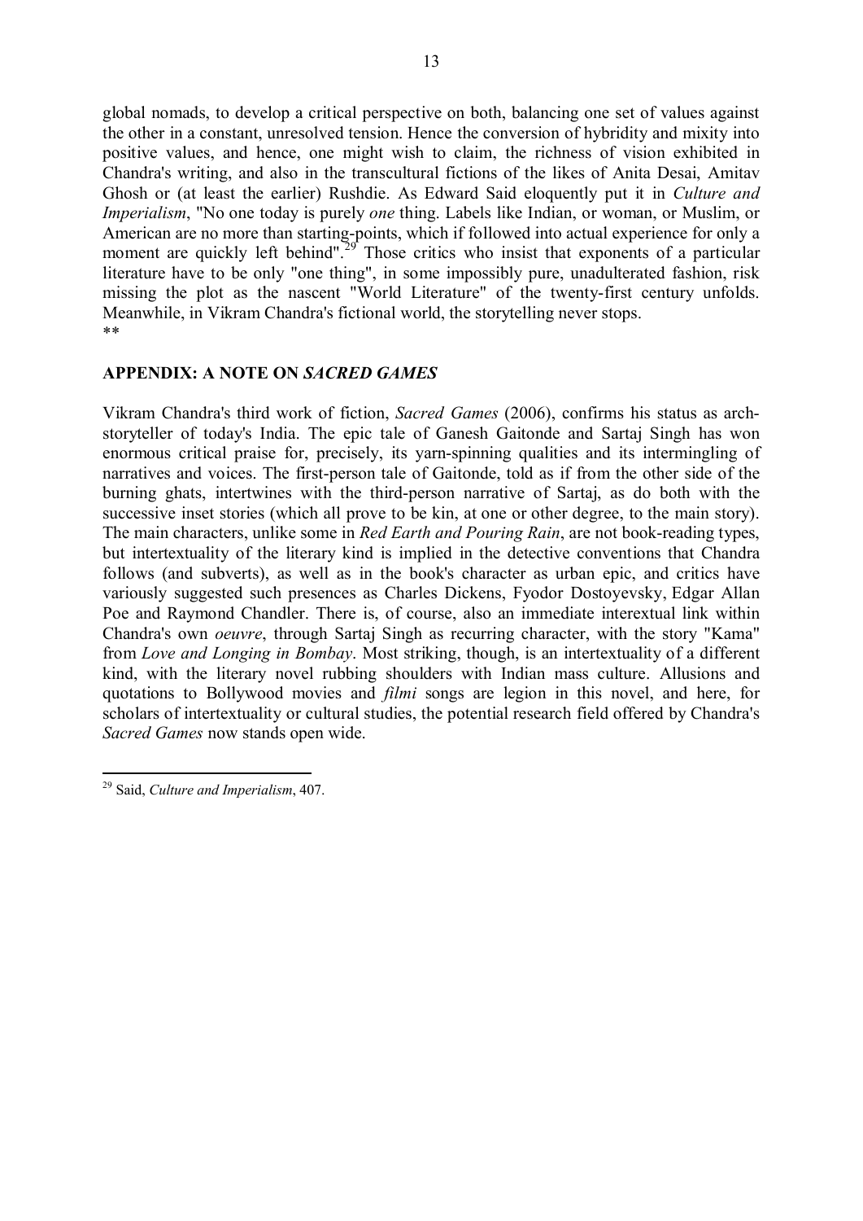global nomads, to develop a critical perspective on both, balancing one set of values against the other in a constant, unresolved tension. Hence the conversion of hybridity and mixity into positive values, and hence, one might wish to claim, the richness of vision exhibited in Chandra's writing, and also in the transcultural fictions of the likes of Anita Desai, Amitav Ghosh or (at least the earlier) Rushdie. As Edward Said eloquently put it in *Culture and Imperialism*, "No one today is purely *one* thing. Labels like Indian, or woman, or Muslim, or American are no more than starting-points, which if followed into actual experience for only a moment are quickly left behind".[29] Those critics who insist that exponents of a particular literature have to be only "one thing", in some impossibly pure, unadulterated fashion, risk missing the plot as the nascent "World Literature" of the twenty-first century unfolds. Meanwhile, in Vikram Chandra's fictional world, the storytelling never stops.

**

## APPENDIX: A NOTE ON *SACRED GAMES*

Vikram Chandra's third work of fiction, *Sacred Games* (2006), confirms his status as arch-storyteller of today's India. The epic tale of Ganesh Gaitonde and Sartaj Singh has won enormous critical praise for, precisely, its yarn-spinning qualities and its intermingling of narratives and voices. The first-person tale of Gaitonde, told as if from the other side of the burning ghats, intertwines with the third-person narrative of Sartaj, as do both with the successive inset stories (which all prove to be kin, at one or other degree, to the main story). The main characters, unlike some in *Red Earth and Pouring Rain*, are not book-reading types, but intertextuality of the literary kind is implied in the detective conventions that Chandra follows (and subverts), as well as in the book's character as urban epic, and critics have variously suggested such presences as Charles Dickens, Fyodor Dostoyevsky, Edgar Allan Poe and Raymond Chandler. There is, of course, also an immediate interextual link within Chandra's own *oeuvre*, through Sartaj Singh as recurring character, with the story "Kama" from *Love and Longing in Bombay*. Most striking, though, is an intertextuality of a different kind, with the literary novel rubbing shoulders with Indian mass culture. Allusions and quotations to Bollywood movies and *filmi* songs are legion in this novel, and here, for scholars of intertextuality or cultural studies, the potential research field offered by Chandra's *Sacred Games* now stands open wide.

---

[29] Said, *Culture and Imperialism*, 407.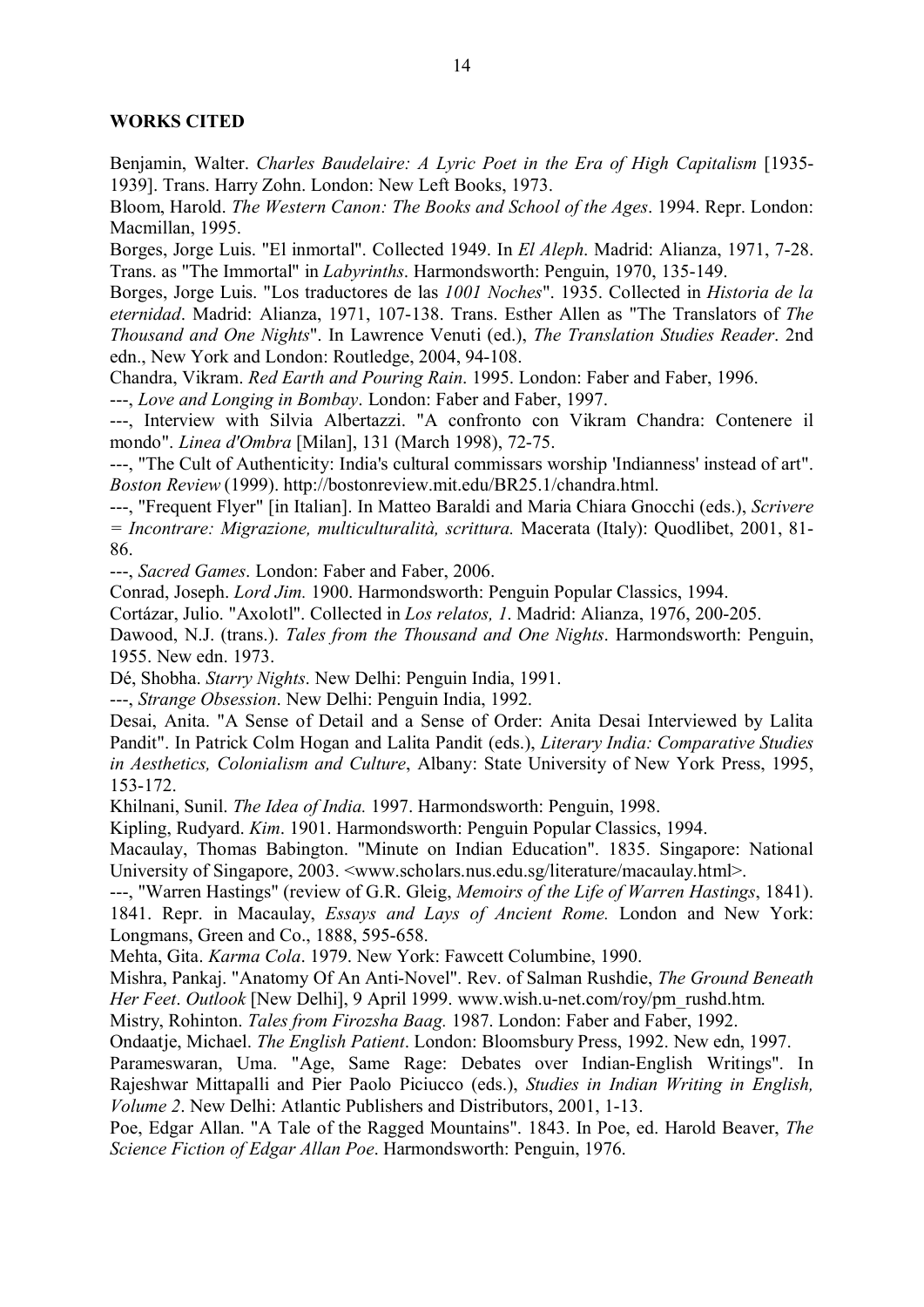**WORKS CITED**

Benjamin, Walter. *Charles Baudelaire: A Lyric Poet in the Era of High Capitalism* [1935-1939]. Trans. Harry Zohn. London: New Left Books, 1973.

Bloom, Harold. *The Western Canon: The Books and School of the Ages*. 1994. Repr. London: Macmillan, 1995.

Borges, Jorge Luis. "El inmortal". Collected 1949. In *El Aleph*. Madrid: Alianza, 1971, 7-28. Trans. as "The Immortal" in *Labyrinths*. Harmondsworth: Penguin, 1970, 135-149.

Borges, Jorge Luis. "Los traductores de las *1001 Noches*". 1935. Collected in *Historia de la eternidad*. Madrid: Alianza, 1971, 107-138. Trans. Esther Allen as "The Translators of *The Thousand and One Nights*". In Lawrence Venuti (ed.), *The Translation Studies Reader*. 2nd edn., New York and London: Routledge, 2004, 94-108.

Chandra, Vikram. *Red Earth and Pouring Rain*. 1995. London: Faber and Faber, 1996.

---, *Love and Longing in Bombay*. London: Faber and Faber, 1997.

---, Interview with Silvia Albertazzi. "A confronto con Vikram Chandra: Contenere il mondo". *Linea d'Ombra* [Milan], 131 (March 1998), 72-75.

---, "The Cult of Authenticity: India's cultural commissars worship 'Indianness' instead of art". *Boston Review* (1999). http://bostonreview.mit.edu/BR25.1/chandra.html.

---, "Frequent Flyer" [in Italian]. In Matteo Baraldi and Maria Chiara Gnocchi (eds.), *Scrivere = Incontrare: Migrazione, multiculturalità, scrittura.* Macerata (Italy): Quodlibet, 2001, 81-86.

---, *Sacred Games*. London: Faber and Faber, 2006.

Conrad, Joseph. *Lord Jim.* 1900. Harmondsworth: Penguin Popular Classics, 1994.

Cortázar, Julio. "Axolotl". Collected in *Los relatos, 1*. Madrid: Alianza, 1976, 200-205.

Dawood, N.J. (trans.). *Tales from the Thousand and One Nights*. Harmondsworth: Penguin, 1955. New edn. 1973.

Dé, Shobha. *Starry Nights*. New Delhi: Penguin India, 1991.

---, *Strange Obsession*. New Delhi: Penguin India, 1992.

Desai, Anita. "A Sense of Detail and a Sense of Order: Anita Desai Interviewed by Lalita Pandit". In Patrick Colm Hogan and Lalita Pandit (eds.), *Literary India: Comparative Studies in Aesthetics, Colonialism and Culture*, Albany: State University of New York Press, 1995, 153-172.

Khilnani, Sunil. *The Idea of India.* 1997. Harmondsworth: Penguin, 1998.

Kipling, Rudyard. *Kim*. 1901. Harmondsworth: Penguin Popular Classics, 1994.

Macaulay, Thomas Babington. "Minute on Indian Education". 1835. Singapore: National University of Singapore, 2003. <www.scholars.nus.edu.sg/literature/macaulay.html>.

---, "Warren Hastings" (review of G.R. Gleig, *Memoirs of the Life of Warren Hastings*, 1841). 1841. Repr. in Macaulay, *Essays and Lays of Ancient Rome.* London and New York: Longmans, Green and Co., 1888, 595-658.

Mehta, Gita. *Karma Cola*. 1979. New York: Fawcett Columbine, 1990.

Mishra, Pankaj. "Anatomy Of An Anti-Novel". Rev. of Salman Rushdie, *The Ground Beneath Her Feet*. *Outlook* [New Delhi], 9 April 1999. www.wish.u-net.com/roy/pm_rushd.htm.

Mistry, Rohinton. *Tales from Firozsha Baag.* 1987. London: Faber and Faber, 1992.

Ondaatje, Michael. *The English Patient*. London: Bloomsbury Press, 1992. New edn, 1997.

Parameswaran, Uma. "Age, Same Rage: Debates over Indian-English Writings". In Rajeshwar Mittapalli and Pier Paolo Piciucco (eds.), *Studies in Indian Writing in English, Volume 2*. New Delhi: Atlantic Publishers and Distributors, 2001, 1-13.

Poe, Edgar Allan. "A Tale of the Ragged Mountains". 1843. In Poe, ed. Harold Beaver, *The Science Fiction of Edgar Allan Poe*. Harmondsworth: Penguin, 1976.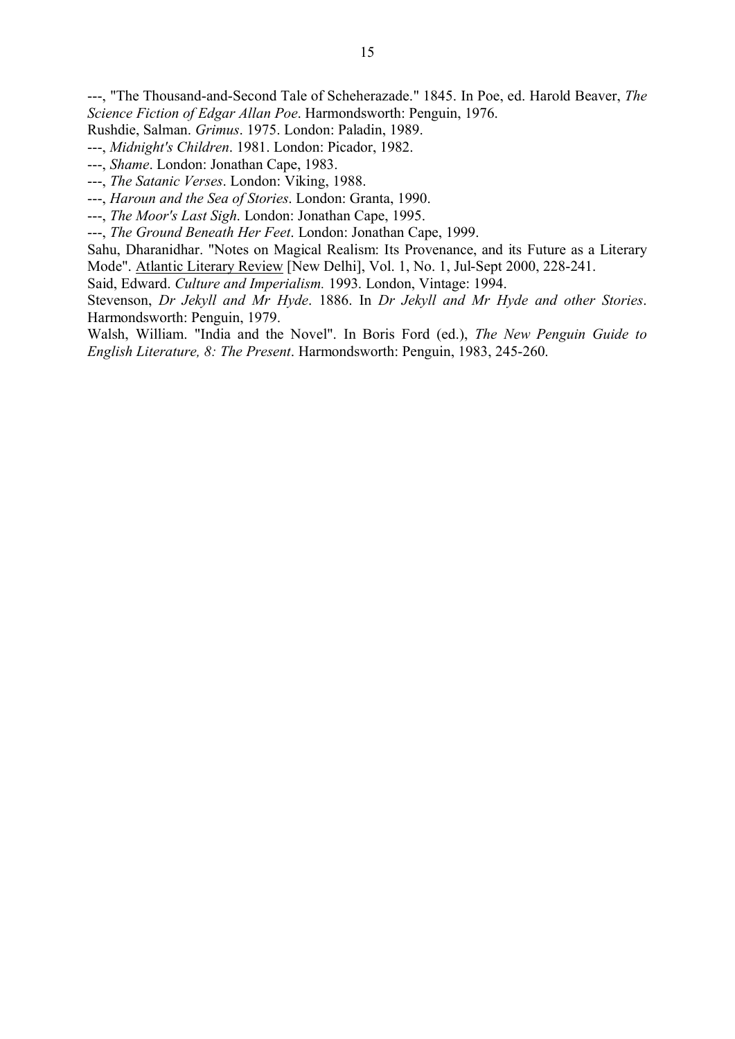---, "The Thousand-and-Second Tale of Scheherazade." 1845. In Poe, ed. Harold Beaver, *The Science Fiction of Edgar Allan Poe*. Harmondsworth: Penguin, 1976.

Rushdie, Salman. *Grimus*. 1975. London: Paladin, 1989.

---, *Midnight's Children*. 1981. London: Picador, 1982.

---, *Shame*. London: Jonathan Cape, 1983.

---, *The Satanic Verses*. London: Viking, 1988.

---, *Haroun and the Sea of Stories*. London: Granta, 1990.

---, *The Moor's Last Sigh*. London: Jonathan Cape, 1995.

---, *The Ground Beneath Her Feet*. London: Jonathan Cape, 1999.

Sahu, Dharanidhar. "Notes on Magical Realism: Its Provenance, and its Future as a Literary Mode". Atlantic Literary Review [New Delhi], Vol. 1, No. 1, Jul-Sept 2000, 228-241.

Said, Edward. *Culture and Imperialism.* 1993. London, Vintage: 1994.

Stevenson, *Dr Jekyll and Mr Hyde*. 1886. In *Dr Jekyll and Mr Hyde and other Stories*. Harmondsworth: Penguin, 1979.

Walsh, William. "India and the Novel". In Boris Ford (ed.), *The New Penguin Guide to English Literature, 8: The Present*. Harmondsworth: Penguin, 1983, 245-260.